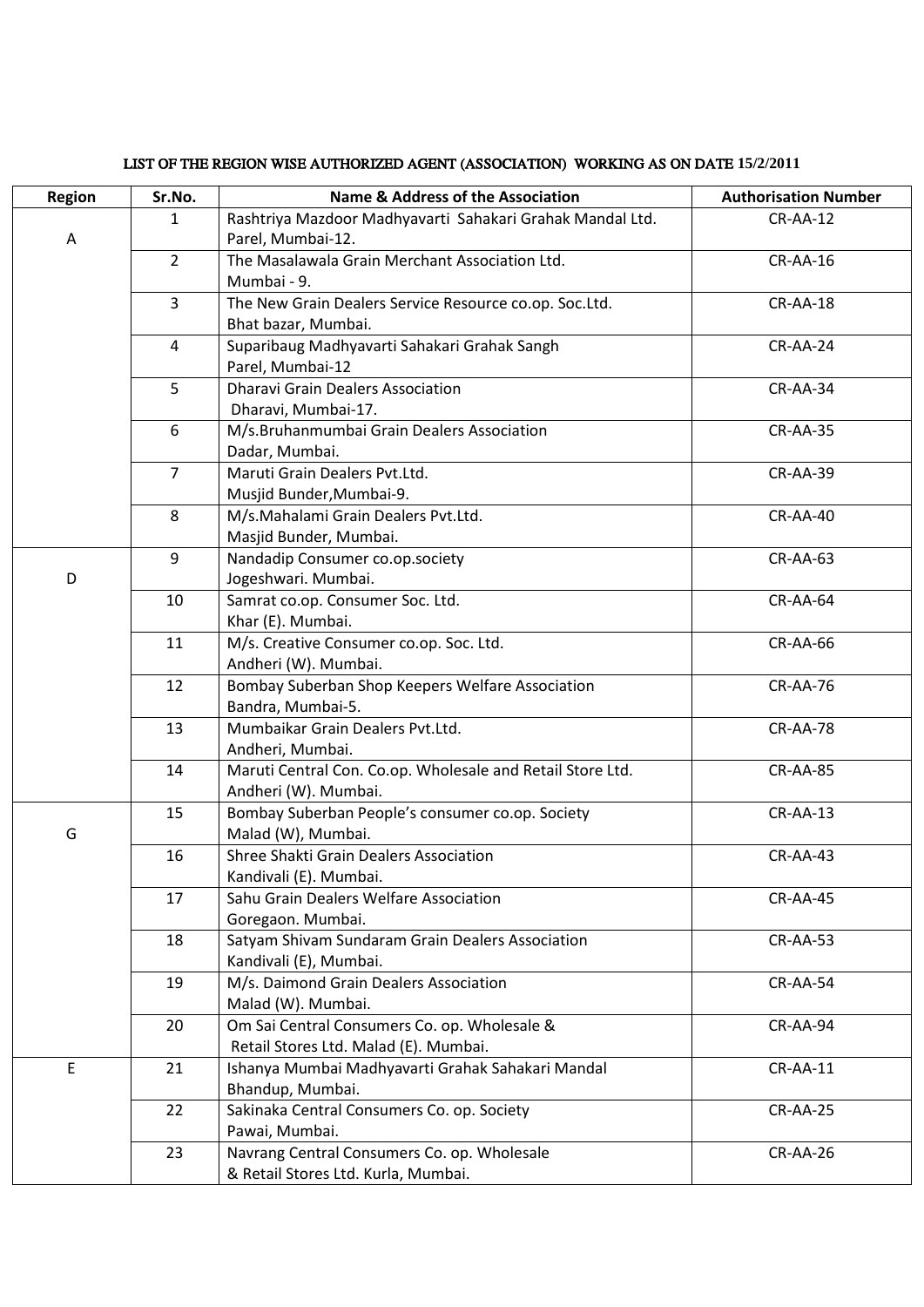LIST OF THE REGION WISE AUTHORIZED AGENT (ASSOCIATION) WORKING AS ON DATE 15/2/2011

| Region | Sr.No. | Name & Address of the Association | Authorisation Number |
|---|---|---|---|
| A | 1 | Rashtriya Mazdoor Madhyavarti Sahakari Grahak Mandal Ltd. Parel, Mumbai-12. | CR-AA-12 |
| | 2 | The Masalawala Grain Merchant Association Ltd. Mumbai - 9. | CR-AA-16 |
| | 3 | The New Grain Dealers Service Resource co.op. Soc.Ltd. Bhat bazar, Mumbai. | CR-AA-18 |
| | 4 | Suparibaug Madhyavarti Sahakari Grahak Sangh Parel, Mumbai-12 | CR-AA-24 |
| | 5 | Dharavi Grain Dealers Association Dharavi, Mumbai-17. | CR-AA-34 |
| | 6 | M/s.Bruhanmumbai Grain Dealers Association Dadar, Mumbai. | CR-AA-35 |
| | 7 | Maruti Grain Dealers Pvt.Ltd. Musjid Bunder,Mumbai-9. | CR-AA-39 |
| | 8 | M/s.Mahalami Grain Dealers Pvt.Ltd. Masjid Bunder, Mumbai. | CR-AA-40 |
| D | 9 | Nandadip Consumer co.op.society Jogeshwari. Mumbai. | CR-AA-63 |
| | 10 | Samrat co.op. Consumer Soc. Ltd. Khar (E). Mumbai. | CR-AA-64 |
| | 11 | M/s. Creative Consumer co.op. Soc. Ltd. Andheri (W). Mumbai. | CR-AA-66 |
| | 12 | Bombay Suberban Shop Keepers Welfare Association Bandra, Mumbai-5. | CR-AA-76 |
| | 13 | Mumbaikar Grain Dealers Pvt.Ltd. Andheri, Mumbai. | CR-AA-78 |
| | 14 | Maruti Central Con. Co.op. Wholesale and Retail Store Ltd. Andheri (W). Mumbai. | CR-AA-85 |
| G | 15 | Bombay Suberban People's consumer co.op. Society Malad (W), Mumbai. | CR-AA-13 |
| | 16 | Shree Shakti Grain Dealers Association Kandivali (E). Mumbai. | CR-AA-43 |
| | 17 | Sahu Grain Dealers Welfare Association Goregaon. Mumbai. | CR-AA-45 |
| | 18 | Satyam Shivam Sundaram Grain Dealers Association Kandivali (E), Mumbai. | CR-AA-53 |
| | 19 | M/s. Daimond Grain Dealers Association Malad (W). Mumbai. | CR-AA-54 |
| | 20 | Om Sai Central Consumers Co. op. Wholesale & Retail Stores Ltd. Malad (E). Mumbai. | CR-AA-94 |
| E | 21 | Ishanya Mumbai Madhyavarti Grahak Sahakari Mandal Bhandup, Mumbai. | CR-AA-11 |
| | 22 | Sakinaka Central Consumers Co. op. Society Pawai, Mumbai. | CR-AA-25 |
| | 23 | Navrang Central Consumers Co. op. Wholesale & Retail Stores Ltd. Kurla, Mumbai. | CR-AA-26 |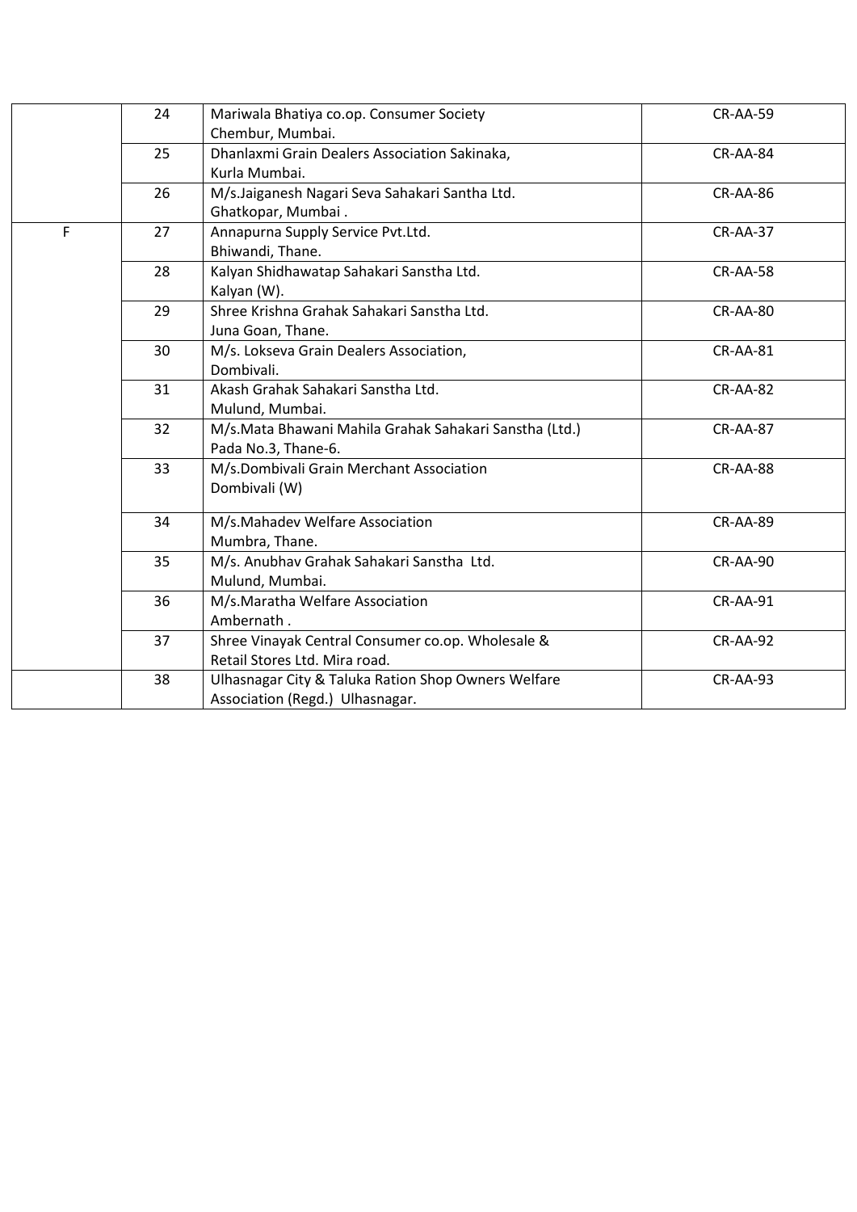| | | | |
|---|---|---|---|
| | 24 | Mariwala Bhatiya co.op. Consumer Society<br>Chembur, Mumbai. | CR-AA-59 |
| | 25 | Dhanlaxmi Grain Dealers Association Sakinaka,<br>Kurla Mumbai. | CR-AA-84 |
| | 26 | M/s.Jaiganesh Nagari Seva Sahakari Santha Ltd.<br>Ghatkopar, Mumbai . | CR-AA-86 |
| F | 27 | Annapurna Supply Service Pvt.Ltd.<br>Bhiwandi, Thane. | CR-AA-37 |
| | 28 | Kalyan Shidhawatap Sahakari Sanstha Ltd.<br>Kalyan (W). | CR-AA-58 |
| | 29 | Shree Krishna Grahak Sahakari Sanstha Ltd.<br>Juna Goan, Thane. | CR-AA-80 |
| | 30 | M/s. Lokseva Grain Dealers Association,<br>Dombivali. | CR-AA-81 |
| | 31 | Akash Grahak Sahakari Sanstha Ltd.<br>Mulund, Mumbai. | CR-AA-82 |
| | 32 | M/s.Mata Bhawani Mahila Grahak Sahakari Sanstha (Ltd.)<br>Pada No.3, Thane-6. | CR-AA-87 |
| | 33 | M/s.Dombivali Grain Merchant Association<br>Dombivali (W) | CR-AA-88 |
| | 34 | M/s.Mahadev Welfare Association<br>Mumbra, Thane. | CR-AA-89 |
| | 35 | M/s. Anubhav Grahak Sahakari Sanstha Ltd.<br>Mulund, Mumbai. | CR-AA-90 |
| | 36 | M/s.Maratha Welfare Association<br>Ambernath . | CR-AA-91 |
| | 37 | Shree Vinayak Central Consumer co.op. Wholesale &<br>Retail Stores Ltd. Mira road. | CR-AA-92 |
| | 38 | Ulhasnagar City & Taluka Ration Shop Owners Welfare<br>Association (Regd.) Ulhasnagar. | CR-AA-93 |